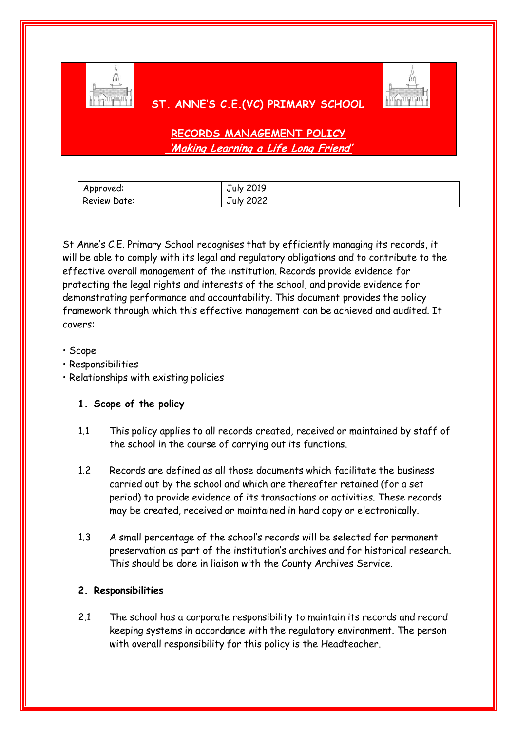# ST. ANNE'S C.E.(VC) PRIMARY SCHOOL

## RECORDS MANAGEMENT POLICY

***'Making Learning a Life Long Friend'***

| Approved: | July 2019 |
| --- | --- |
| Review Date: | July 2022 |

St Anne's C.E. Primary School recognises that by efficiently managing its records, it will be able to comply with its legal and regulatory obligations and to contribute to the effective overall management of the institution. Records provide evidence for protecting the legal rights and interests of the school, and provide evidence for demonstrating performance and accountability. This document provides the policy framework through which this effective management can be achieved and audited. It covers:

- Scope
- Responsibilities
- Relationships with existing policies

### 1. Scope of the policy

1.1 This policy applies to all records created, received or maintained by staff of the school in the course of carrying out its functions.

1.2 Records are defined as all those documents which facilitate the business carried out by the school and which are thereafter retained (for a set period) to provide evidence of its transactions or activities. These records may be created, received or maintained in hard copy or electronically.

1.3 A small percentage of the school's records will be selected for permanent preservation as part of the institution's archives and for historical research. This should be done in liaison with the County Archives Service.

### 2. Responsibilities

2.1 The school has a corporate responsibility to maintain its records and record keeping systems in accordance with the regulatory environment. The person with overall responsibility for this policy is the Headteacher.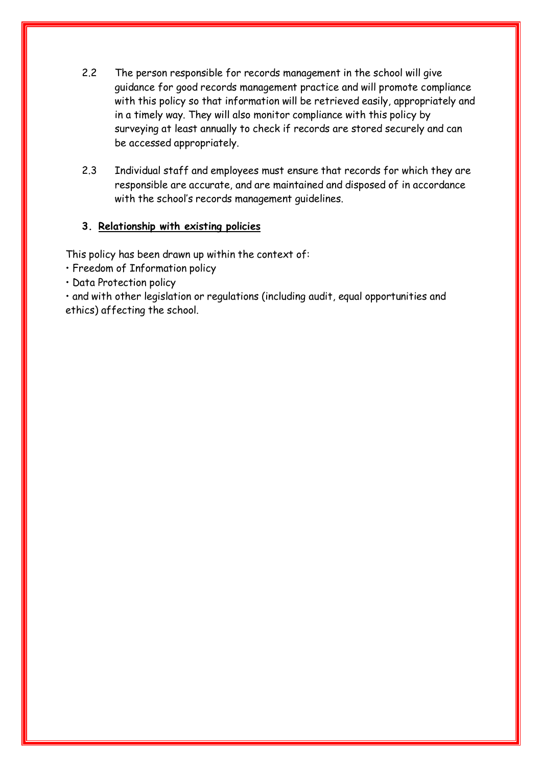2.2 The person responsible for records management in the school will give guidance for good records management practice and will promote compliance with this policy so that information will be retrieved easily, appropriately and in a timely way. They will also monitor compliance with this policy by surveying at least annually to check if records are stored securely and can be accessed appropriately.

2.3 Individual staff and employees must ensure that records for which they are responsible are accurate, and are maintained and disposed of in accordance with the school's records management guidelines.

## 3. Relationship with existing policies

This policy has been drawn up within the context of:

- Freedom of Information policy
- Data Protection policy
- and with other legislation or regulations (including audit, equal opportunities and ethics) affecting the school.